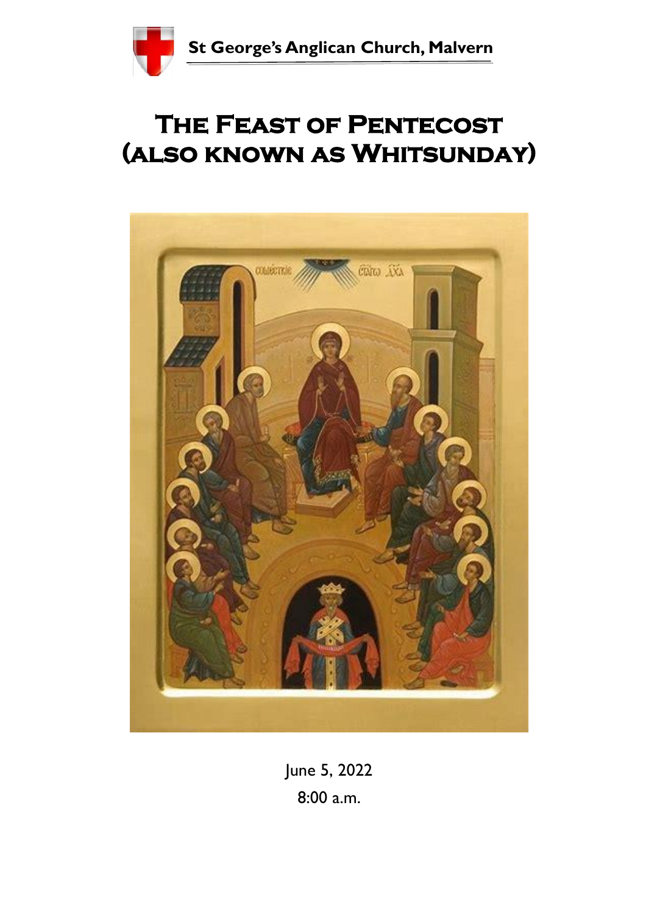St George's Anglican Church, Malvern

# The Feast of Pentecost (also known as Whitsunday)

June 5, 2022

8:00 a.m.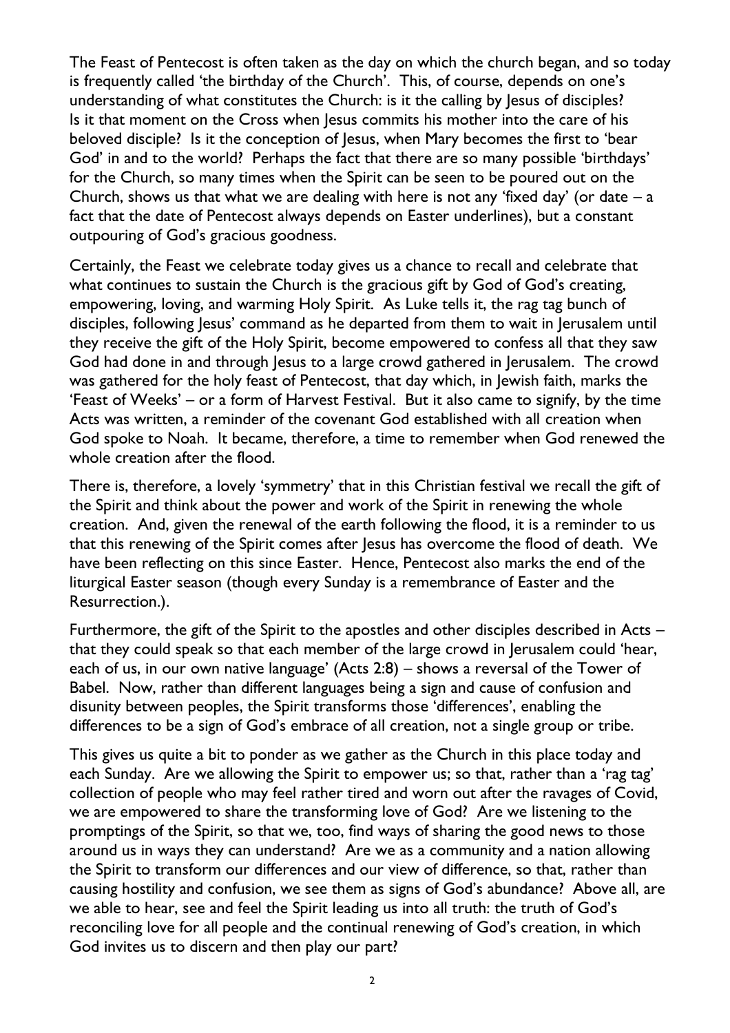The Feast of Pentecost is often taken as the day on which the church began, and so today is frequently called 'the birthday of the Church'. This, of course, depends on one's understanding of what constitutes the Church: is it the calling by Jesus of disciples? Is it that moment on the Cross when Jesus commits his mother into the care of his beloved disciple? Is it the conception of Jesus, when Mary becomes the first to 'bear God' in and to the world? Perhaps the fact that there are so many possible 'birthdays' for the Church, so many times when the Spirit can be seen to be poured out on the Church, shows us that what we are dealing with here is not any 'fixed day' (or date – a fact that the date of Pentecost always depends on Easter underlines), but a constant outpouring of God's gracious goodness.

Certainly, the Feast we celebrate today gives us a chance to recall and celebrate that what continues to sustain the Church is the gracious gift by God of God's creating, empowering, loving, and warming Holy Spirit. As Luke tells it, the rag tag bunch of disciples, following Jesus' command as he departed from them to wait in Jerusalem until they receive the gift of the Holy Spirit, become empowered to confess all that they saw God had done in and through Jesus to a large crowd gathered in Jerusalem. The crowd was gathered for the holy feast of Pentecost, that day which, in Jewish faith, marks the 'Feast of Weeks' – or a form of Harvest Festival. But it also came to signify, by the time Acts was written, a reminder of the covenant God established with all creation when God spoke to Noah. It became, therefore, a time to remember when God renewed the whole creation after the flood.

There is, therefore, a lovely 'symmetry' that in this Christian festival we recall the gift of the Spirit and think about the power and work of the Spirit in renewing the whole creation. And, given the renewal of the earth following the flood, it is a reminder to us that this renewing of the Spirit comes after Jesus has overcome the flood of death. We have been reflecting on this since Easter. Hence, Pentecost also marks the end of the liturgical Easter season (though every Sunday is a remembrance of Easter and the Resurrection.).

Furthermore, the gift of the Spirit to the apostles and other disciples described in Acts – that they could speak so that each member of the large crowd in Jerusalem could 'hear, each of us, in our own native language' (Acts 2:8) – shows a reversal of the Tower of Babel. Now, rather than different languages being a sign and cause of confusion and disunity between peoples, the Spirit transforms those 'differences', enabling the differences to be a sign of God's embrace of all creation, not a single group or tribe.

This gives us quite a bit to ponder as we gather as the Church in this place today and each Sunday. Are we allowing the Spirit to empower us; so that, rather than a 'rag tag' collection of people who may feel rather tired and worn out after the ravages of Covid, we are empowered to share the transforming love of God? Are we listening to the promptings of the Spirit, so that we, too, find ways of sharing the good news to those around us in ways they can understand? Are we as a community and a nation allowing the Spirit to transform our differences and our view of difference, so that, rather than causing hostility and confusion, we see them as signs of God's abundance? Above all, are we able to hear, see and feel the Spirit leading us into all truth: the truth of God's reconciling love for all people and the continual renewing of God's creation, in which God invites us to discern and then play our part?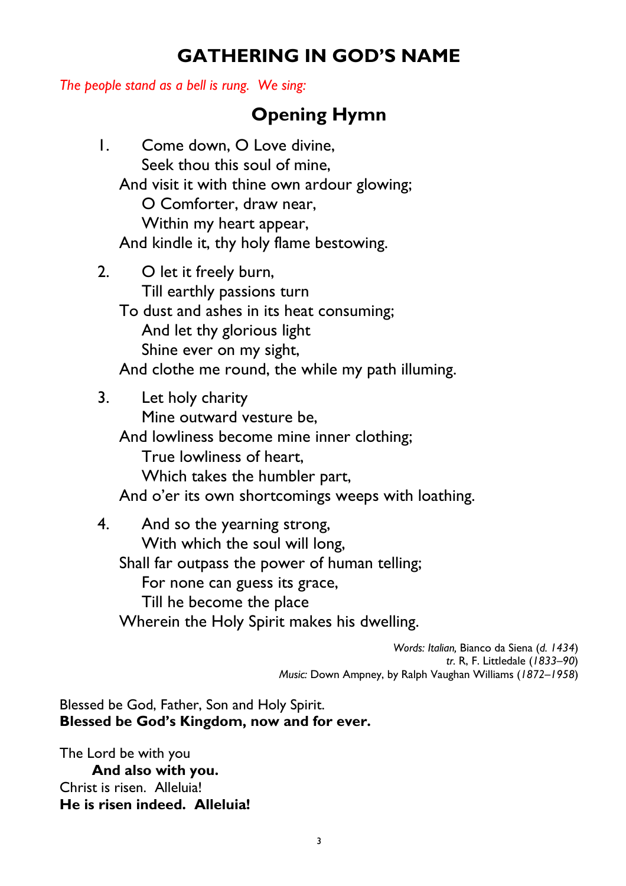# GATHERING IN GOD'S NAME

*The people stand as a bell is rung. We sing:*

## Opening Hymn

1. Come down, O Love divine,
   Seek thou this soul of mine,
   And visit it with thine own ardour glowing;
   O Comforter, draw near,
   Within my heart appear,
   And kindle it, thy holy flame bestowing.

2. O let it freely burn,
   Till earthly passions turn
   To dust and ashes in its heat consuming;
   And let thy glorious light
   Shine ever on my sight,
   And clothe me round, the while my path illuming.

3. Let holy charity
   Mine outward vesture be,
   And lowliness become mine inner clothing;
   True lowliness of heart,
   Which takes the humbler part,
   And o'er its own shortcomings weeps with loathing.

4. And so the yearning strong,
   With which the soul will long,
   Shall far outpass the power of human telling;
   For none can guess its grace,
   Till he become the place
   Wherein the Holy Spirit makes his dwelling.

*Words: Italian,* Bianco da Siena (*d. 1434*)
*tr.* R, F. Littledale (*1833–90*)
*Music:* Down Ampney, by Ralph Vaughan Williams (*1872–1958*)

Blessed be God, Father, Son and Holy Spirit.
**Blessed be God's Kingdom, now and for ever.**

The Lord be with you
**And also with you.**
Christ is risen. Alleluia!
**He is risen indeed. Alleluia!**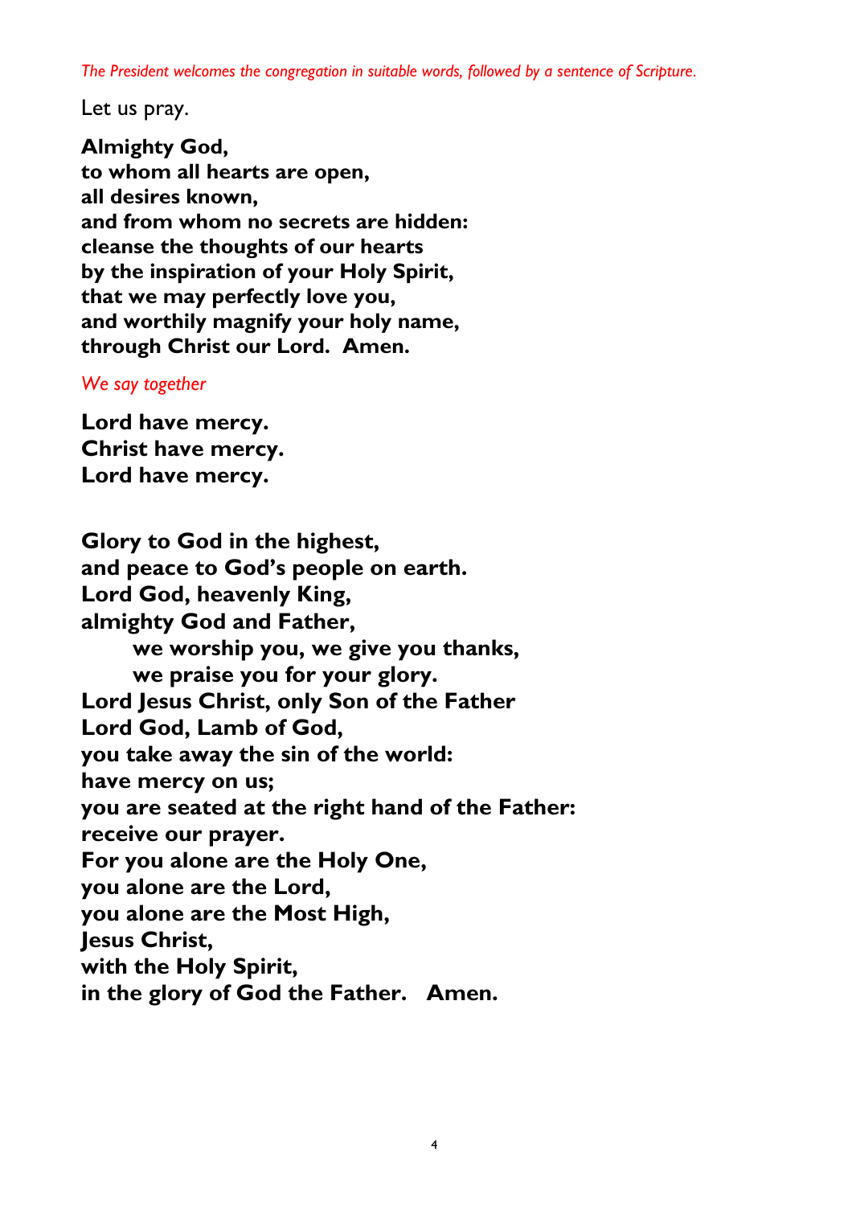*The President welcomes the congregation in suitable words, followed by a sentence of Scripture.*

Let us pray.

**Almighty God,**
**to whom all hearts are open,**
**all desires known,**
**and from whom no secrets are hidden:**
**cleanse the thoughts of our hearts**
**by the inspiration of your Holy Spirit,**
**that we may perfectly love you,**
**and worthily magnify your holy name,**
**through Christ our Lord. Amen.**

*We say together*

**Lord have mercy.**
**Christ have mercy.**
**Lord have mercy.**

**Glory to God in the highest,**
**and peace to God's people on earth.**
**Lord God, heavenly King,**
**almighty God and Father,**
**we worship you, we give you thanks,**
**we praise you for your glory.**
**Lord Jesus Christ, only Son of the Father**
**Lord God, Lamb of God,**
**you take away the sin of the world:**
**have mercy on us;**
**you are seated at the right hand of the Father:**
**receive our prayer.**
**For you alone are the Holy One,**
**you alone are the Lord,**
**you alone are the Most High,**
**Jesus Christ,**
**with the Holy Spirit,**
**in the glory of God the Father. Amen.**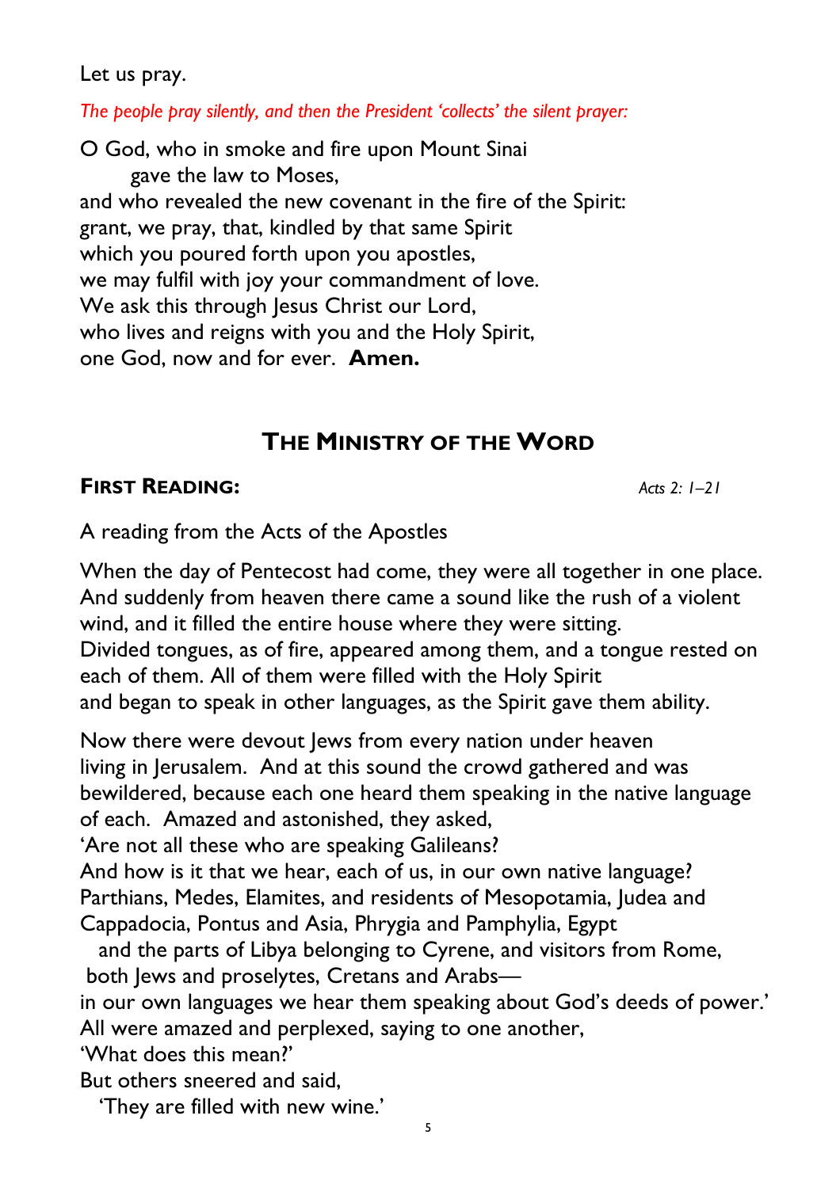Let us pray.

*The people pray silently, and then the President 'collects' the silent prayer:*

O God, who in smoke and fire upon Mount Sinai  
gave the law to Moses,  
and who revealed the new covenant in the fire of the Spirit:  
grant, we pray, that, kindled by that same Spirit  
which you poured forth upon you apostles,  
we may fulfil with joy your commandment of love.  
We ask this through Jesus Christ our Lord,  
who lives and reigns with you and the Holy Spirit,  
one God, now and for ever. **Amen.**

## THE MINISTRY OF THE WORD

**FIRST READING:** *Acts 2: 1–21*

A reading from the Acts of the Apostles

When the day of Pentecost had come, they were all together in one place. And suddenly from heaven there came a sound like the rush of a violent wind, and it filled the entire house where they were sitting.  
Divided tongues, as of fire, appeared among them, and a tongue rested on each of them. All of them were filled with the Holy Spirit  
and began to speak in other languages, as the Spirit gave them ability.

Now there were devout Jews from every nation under heaven  
living in Jerusalem. And at this sound the crowd gathered and was bewildered, because each one heard them speaking in the native language of each. Amazed and astonished, they asked,  
'Are not all these who are speaking Galileans?  
And how is it that we hear, each of us, in our own native language?  
Parthians, Medes, Elamites, and residents of Mesopotamia, Judea and Cappadocia, Pontus and Asia, Phrygia and Pamphylia, Egypt  
and the parts of Libya belonging to Cyrene, and visitors from Rome,  
both Jews and proselytes, Cretans and Arabs—  
in our own languages we hear them speaking about God's deeds of power.'  
All were amazed and perplexed, saying to one another,  
'What does this mean?'  
But others sneered and said,  
'They are filled with new wine.'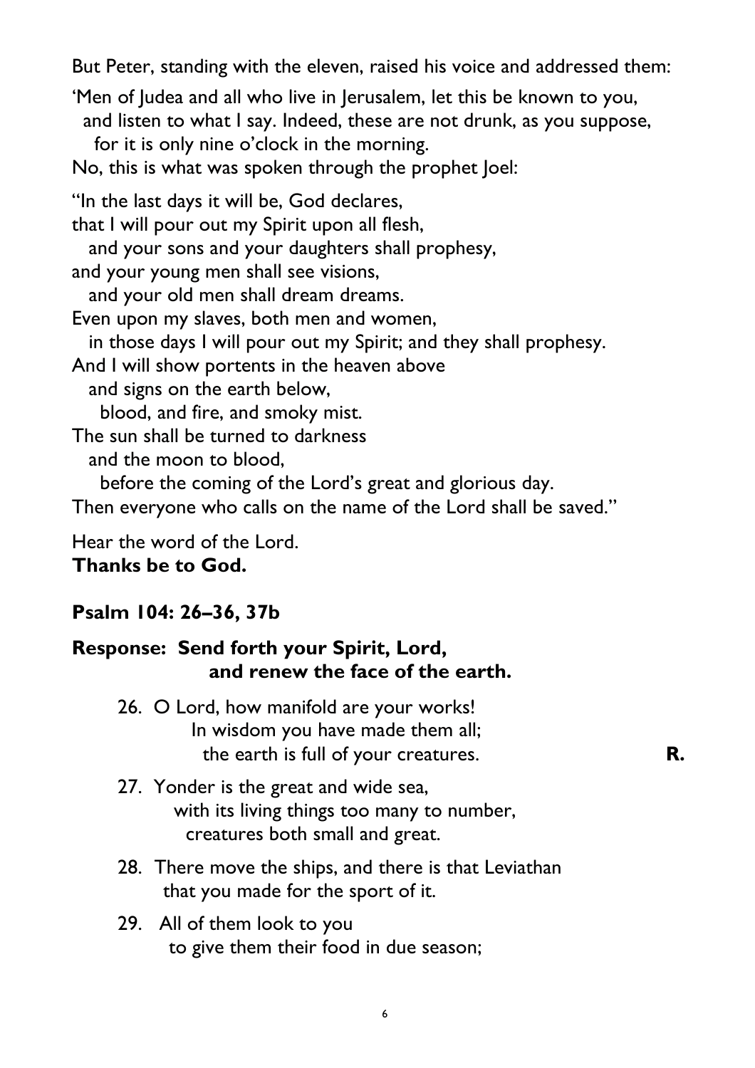But Peter, standing with the eleven, raised his voice and addressed them:

'Men of Judea and all who live in Jerusalem, let this be known to you,
  and listen to what I say. Indeed, these are not drunk, as you suppose,
    for it is only nine o'clock in the morning.
No, this is what was spoken through the prophet Joel:

"In the last days it will be, God declares,
that I will pour out my Spirit upon all flesh,
  and your sons and your daughters shall prophesy,
and your young men shall see visions,
  and your old men shall dream dreams.
Even upon my slaves, both men and women,
  in those days I will pour out my Spirit; and they shall prophesy.
And I will show portents in the heaven above
  and signs on the earth below,
    blood, and fire, and smoky mist.
The sun shall be turned to darkness
  and the moon to blood,
    before the coming of the Lord's great and glorious day.
Then everyone who calls on the name of the Lord shall be saved."

Hear the word of the Lord.
**Thanks be to God.**

**Psalm 104: 26–36, 37b**

**Response: Send forth your Spirit, Lord,
and renew the face of the earth.**

26. O Lord, how manifold are your works!
    In wisdom you have made them all;
      the earth is full of your creatures. **R.**

27. Yonder is the great and wide sea,
    with its living things too many to number,
      creatures both small and great.

28. There move the ships, and there is that Leviathan
    that you made for the sport of it.

29. All of them look to you
    to give them their food in due season;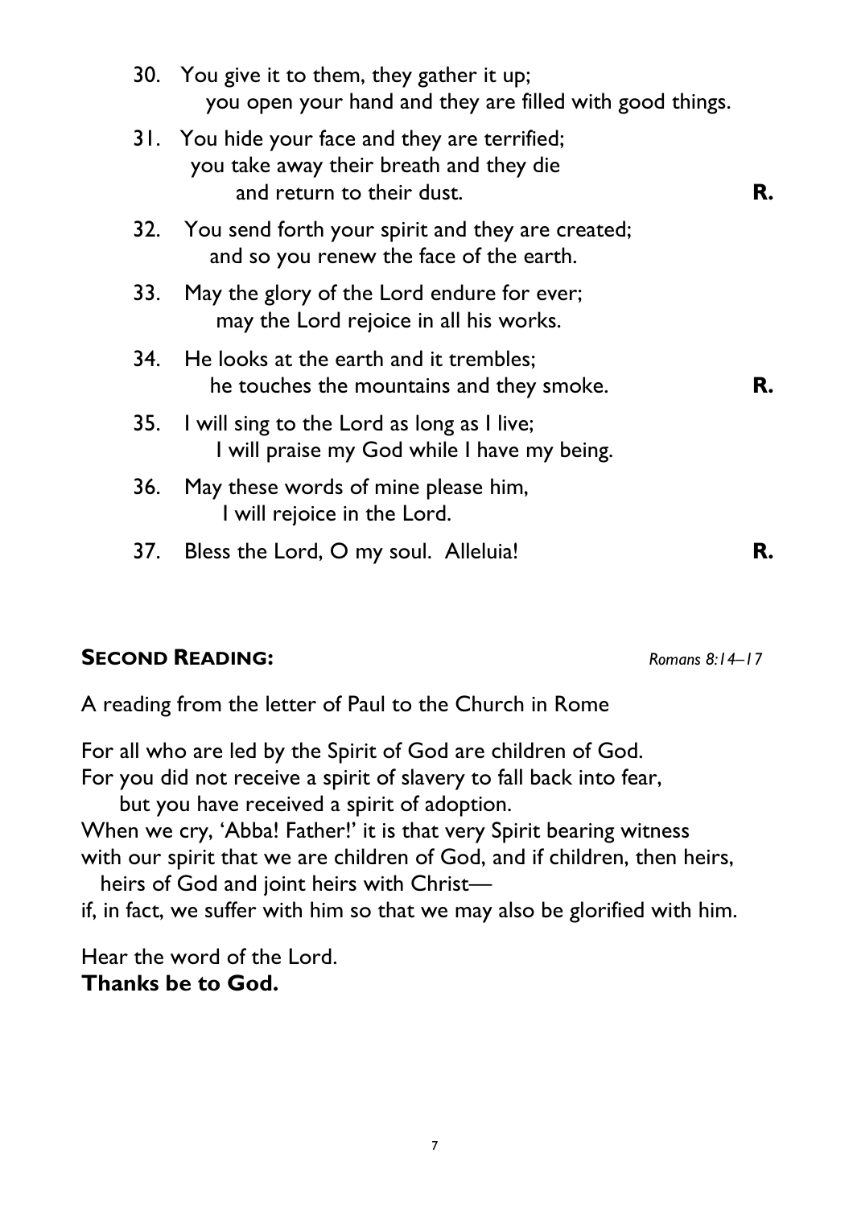30. You give it to them, they gather it up;
    you open your hand and they are filled with good things.

31. You hide your face and they are terrified;
    you take away their breath and they die
    and return to their dust. **R.**

32. You send forth your spirit and they are created;
    and so you renew the face of the earth.

33. May the glory of the Lord endure for ever;
    may the Lord rejoice in all his works.

34. He looks at the earth and it trembles;
    he touches the mountains and they smoke. **R.**

35. I will sing to the Lord as long as I live;
    I will praise my God while I have my being.

36. May these words of mine please him,
    I will rejoice in the Lord.

37. Bless the Lord, O my soul. Alleluia! **R.**

## SECOND READING: *Romans 8:14–17*

A reading from the letter of Paul to the Church in Rome

For all who are led by the Spirit of God are children of God.
For you did not receive a spirit of slavery to fall back into fear,
but you have received a spirit of adoption.
When we cry, 'Abba! Father!' it is that very Spirit bearing witness
with our spirit that we are children of God, and if children, then heirs,
heirs of God and joint heirs with Christ—
if, in fact, we suffer with him so that we may also be glorified with him.

Hear the word of the Lord.
**Thanks be to God.**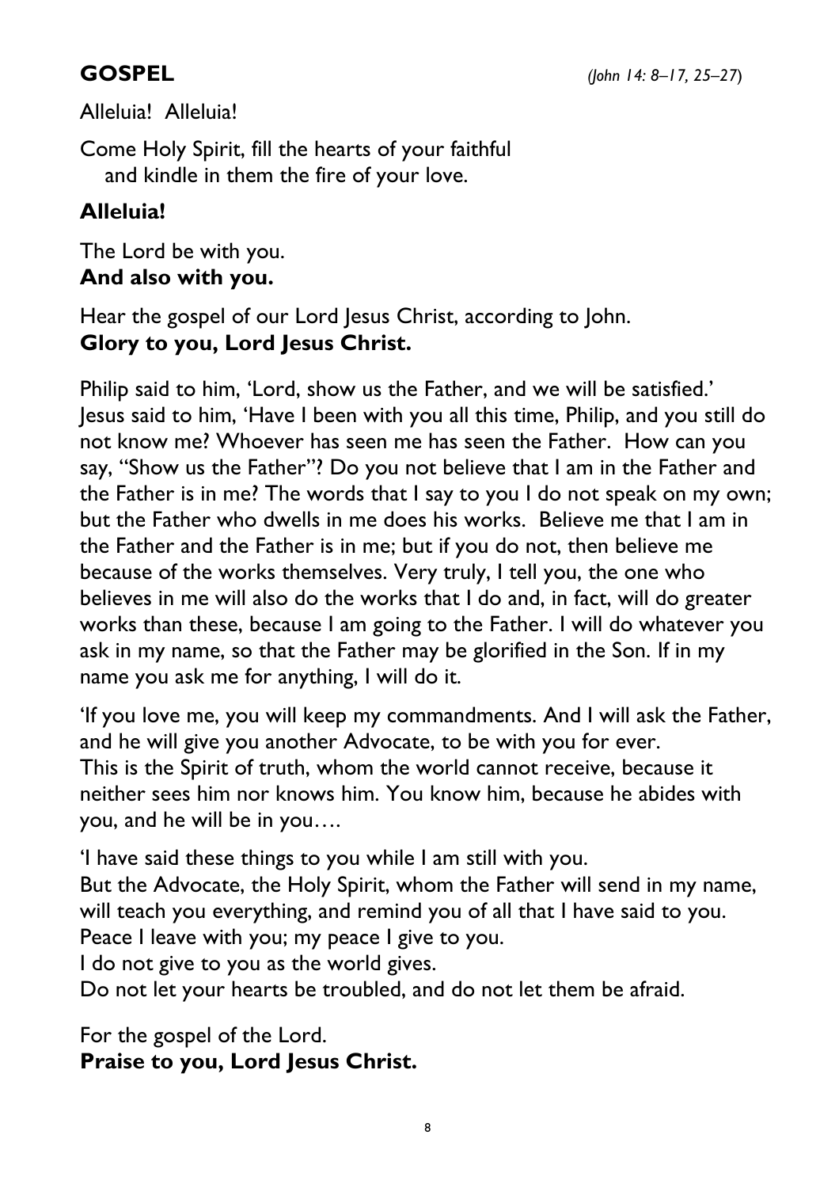## GOSPEL *(John 14: 8–17, 25–27)*

Alleluia! Alleluia!

Come Holy Spirit, fill the hearts of your faithful
and kindle in them the fire of your love.

**Alleluia!**

The Lord be with you.
**And also with you.**

Hear the gospel of our Lord Jesus Christ, according to John.
**Glory to you, Lord Jesus Christ.**

Philip said to him, 'Lord, show us the Father, and we will be satisfied.' Jesus said to him, 'Have I been with you all this time, Philip, and you still do not know me? Whoever has seen me has seen the Father. How can you say, "Show us the Father"? Do you not believe that I am in the Father and the Father is in me? The words that I say to you I do not speak on my own; but the Father who dwells in me does his works. Believe me that I am in the Father and the Father is in me; but if you do not, then believe me because of the works themselves. Very truly, I tell you, the one who believes in me will also do the works that I do and, in fact, will do greater works than these, because I am going to the Father. I will do whatever you ask in my name, so that the Father may be glorified in the Son. If in my name you ask me for anything, I will do it.

'If you love me, you will keep my commandments. And I will ask the Father, and he will give you another Advocate, to be with you for ever.
This is the Spirit of truth, whom the world cannot receive, because it neither sees him nor knows him. You know him, because he abides with you, and he will be in you….

'I have said these things to you while I am still with you.
But the Advocate, the Holy Spirit, whom the Father will send in my name, will teach you everything, and remind you of all that I have said to you.
Peace I leave with you; my peace I give to you.
I do not give to you as the world gives.
Do not let your hearts be troubled, and do not let them be afraid.

For the gospel of the Lord.
**Praise to you, Lord Jesus Christ.**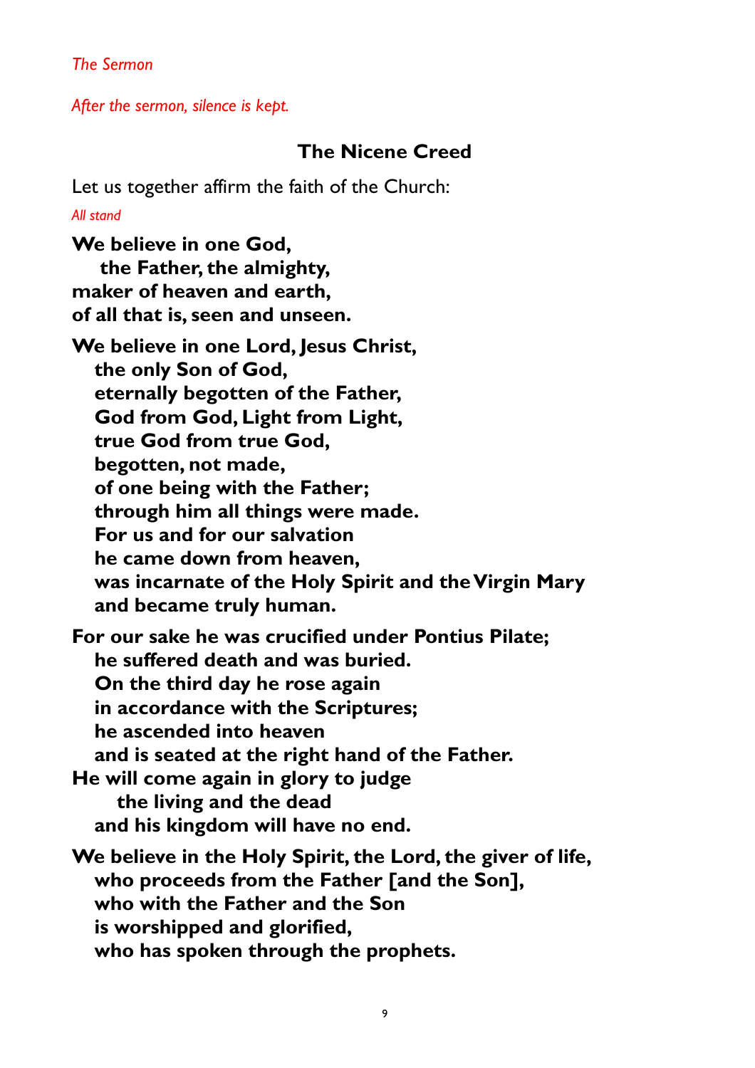*The Sermon*

*After the sermon, silence is kept.*

## The Nicene Creed

Let us together affirm the faith of the Church:

*All stand*

**We believe in one God,**
**the Father, the almighty,**
**maker of heaven and earth,**
**of all that is, seen and unseen.**

**We believe in one Lord, Jesus Christ,**
**the only Son of God,**
**eternally begotten of the Father,**
**God from God, Light from Light,**
**true God from true God,**
**begotten, not made,**
**of one being with the Father;**
**through him all things were made.**
**For us and for our salvation**
**he came down from heaven,**
**was incarnate of the Holy Spirit and the Virgin Mary**
**and became truly human.**

**For our sake he was crucified under Pontius Pilate;**
**he suffered death and was buried.**
**On the third day he rose again**
**in accordance with the Scriptures;**
**he ascended into heaven**
**and is seated at the right hand of the Father.**
**He will come again in glory to judge**
**the living and the dead**
**and his kingdom will have no end.**

**We believe in the Holy Spirit, the Lord, the giver of life,**
**who proceeds from the Father [and the Son],**
**who with the Father and the Son**
**is worshipped and glorified,**
**who has spoken through the prophets.**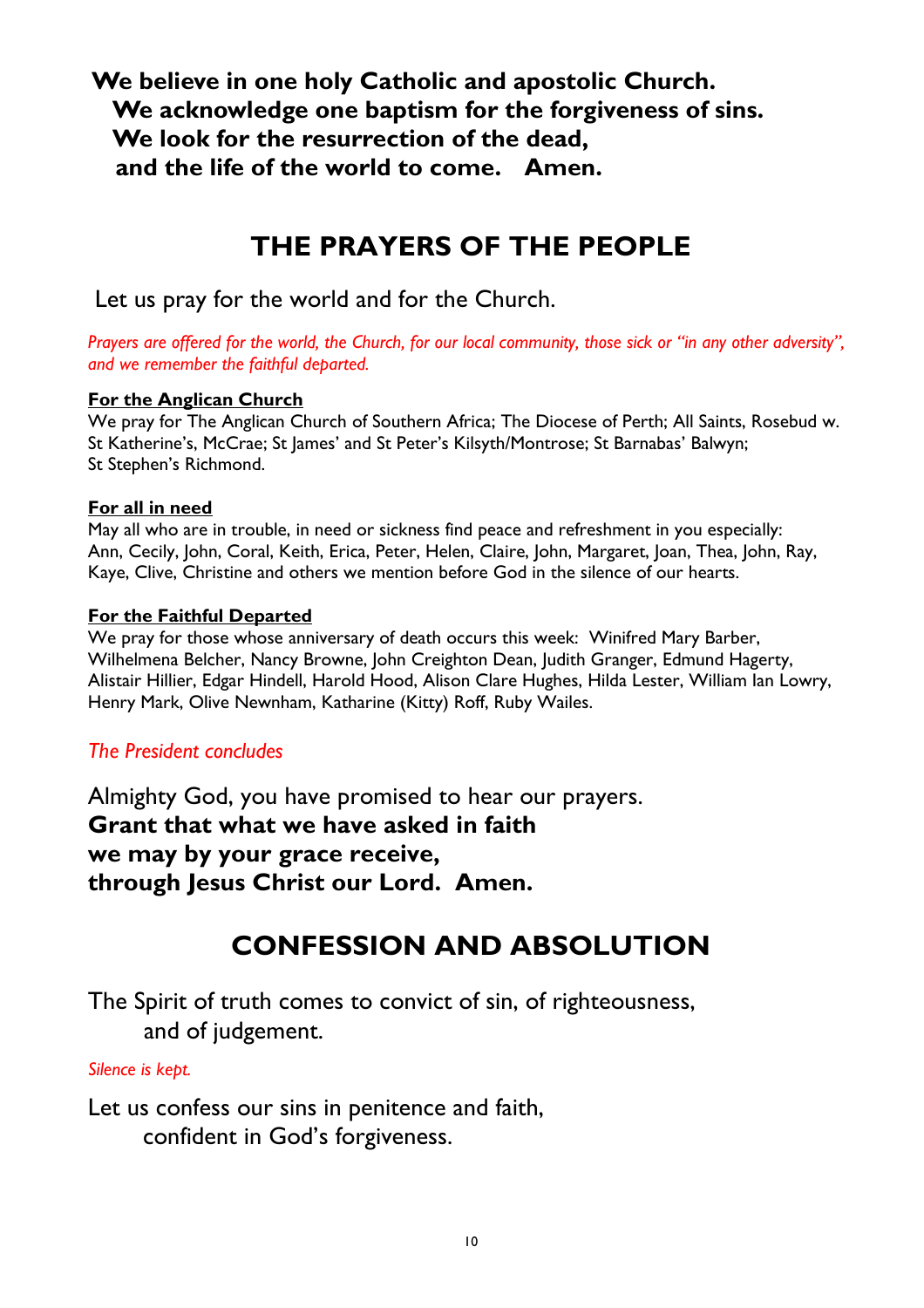**We believe in one holy Catholic and apostolic Church.**
**We acknowledge one baptism for the forgiveness of sins.**
**We look for the resurrection of the dead,**
**and the life of the world to come. Amen.**

# THE PRAYERS OF THE PEOPLE

Let us pray for the world and for the Church.

*Prayers are offered for the world, the Church, for our local community, those sick or "in any other adversity", and we remember the faithful departed.*

**For the Anglican Church**

We pray for The Anglican Church of Southern Africa; The Diocese of Perth; All Saints, Rosebud w. St Katherine's, McCrae; St James' and St Peter's Kilsyth/Montrose; St Barnabas' Balwyn; St Stephen's Richmond.

**For all in need**

May all who are in trouble, in need or sickness find peace and refreshment in you especially: Ann, Cecily, John, Coral, Keith, Erica, Peter, Helen, Claire, John, Margaret, Joan, Thea, John, Ray, Kaye, Clive, Christine and others we mention before God in the silence of our hearts.

**For the Faithful Departed**

We pray for those whose anniversary of death occurs this week: Winifred Mary Barber, Wilhelmena Belcher, Nancy Browne, John Creighton Dean, Judith Granger, Edmund Hagerty, Alistair Hillier, Edgar Hindell, Harold Hood, Alison Clare Hughes, Hilda Lester, William Ian Lowry, Henry Mark, Olive Newnham, Katharine (Kitty) Roff, Ruby Wailes.

*The President concludes*

Almighty God, you have promised to hear our prayers.
**Grant that what we have asked in faith**
**we may by your grace receive,**
**through Jesus Christ our Lord. Amen.**

# CONFESSION AND ABSOLUTION

The Spirit of truth comes to convict of sin, of righteousness,
and of judgement.

*Silence is kept.*

Let us confess our sins in penitence and faith,
confident in God's forgiveness.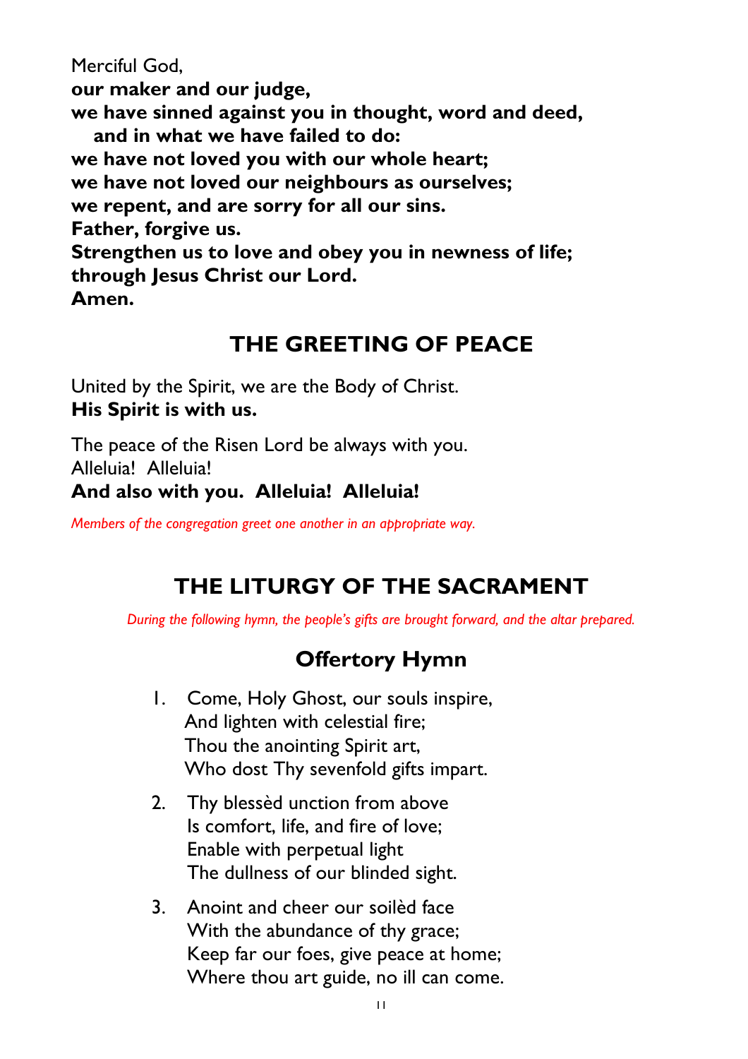Merciful God,
**our maker and our judge,**
**we have sinned against you in thought, word and deed,**
**and in what we have failed to do:**
**we have not loved you with our whole heart;**
**we have not loved our neighbours as ourselves;**
**we repent, and are sorry for all our sins.**
**Father, forgive us.**
**Strengthen us to love and obey you in newness of life;**
**through Jesus Christ our Lord.**
**Amen.**

## THE GREETING OF PEACE

United by the Spirit, we are the Body of Christ.
**His Spirit is with us.**

The peace of the Risen Lord be always with you.
Alleluia! Alleluia!
**And also with you. Alleluia! Alleluia!**

*Members of the congregation greet one another in an appropriate way.*

## THE LITURGY OF THE SACRAMENT

*During the following hymn, the people's gifts are brought forward, and the altar prepared.*

### Offertory Hymn

1. Come, Holy Ghost, our souls inspire,
   And lighten with celestial fire;
   Thou the anointing Spirit art,
   Who dost Thy sevenfold gifts impart.

2. Thy blessèd unction from above
   Is comfort, life, and fire of love;
   Enable with perpetual light
   The dullness of our blinded sight.

3. Anoint and cheer our soilèd face
   With the abundance of thy grace;
   Keep far our foes, give peace at home;
   Where thou art guide, no ill can come.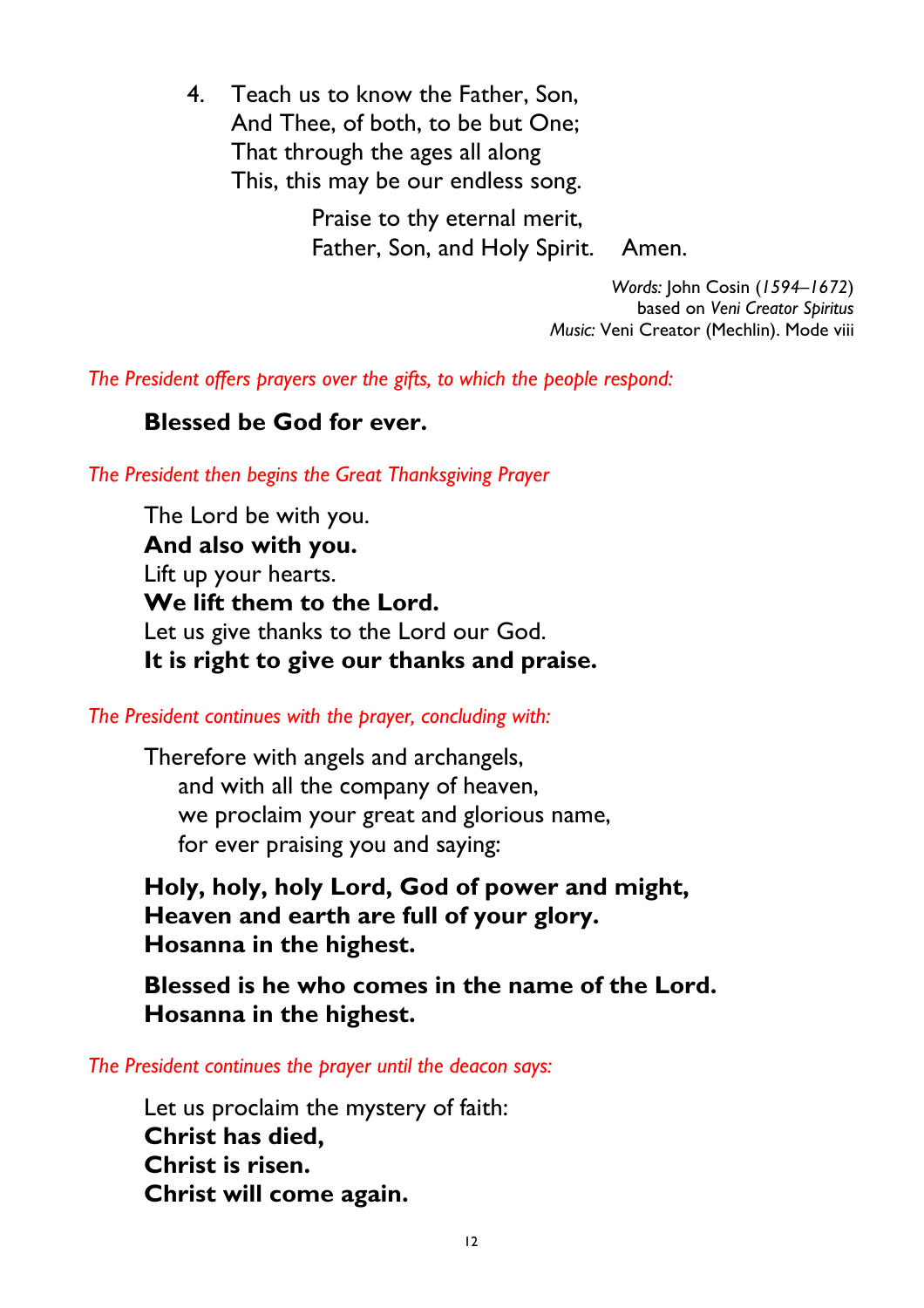4. Teach us to know the Father, Son,
   And Thee, of both, to be but One;
   That through the ages all along
   This, this may be our endless song.

   Praise to thy eternal merit,
   Father, Son, and Holy Spirit. Amen.

*Words:* John Cosin (*1594–1672*)
based on *Veni Creator Spiritus*
*Music:* Veni Creator (Mechlin). Mode viii

*The President offers prayers over the gifts, to which the people respond:*

**Blessed be God for ever.**

*The President then begins the Great Thanksgiving Prayer*

The Lord be with you.
**And also with you.**
Lift up your hearts.
**We lift them to the Lord.**
Let us give thanks to the Lord our God.
**It is right to give our thanks and praise.**

*The President continues with the prayer, concluding with:*

Therefore with angels and archangels,
and with all the company of heaven,
we proclaim your great and glorious name,
for ever praising you and saying:

**Holy, holy, holy Lord, God of power and might,**
**Heaven and earth are full of your glory.**
**Hosanna in the highest.**

**Blessed is he who comes in the name of the Lord.**
**Hosanna in the highest.**

*The President continues the prayer until the deacon says:*

Let us proclaim the mystery of faith:
**Christ has died,**
**Christ is risen.**
**Christ will come again.**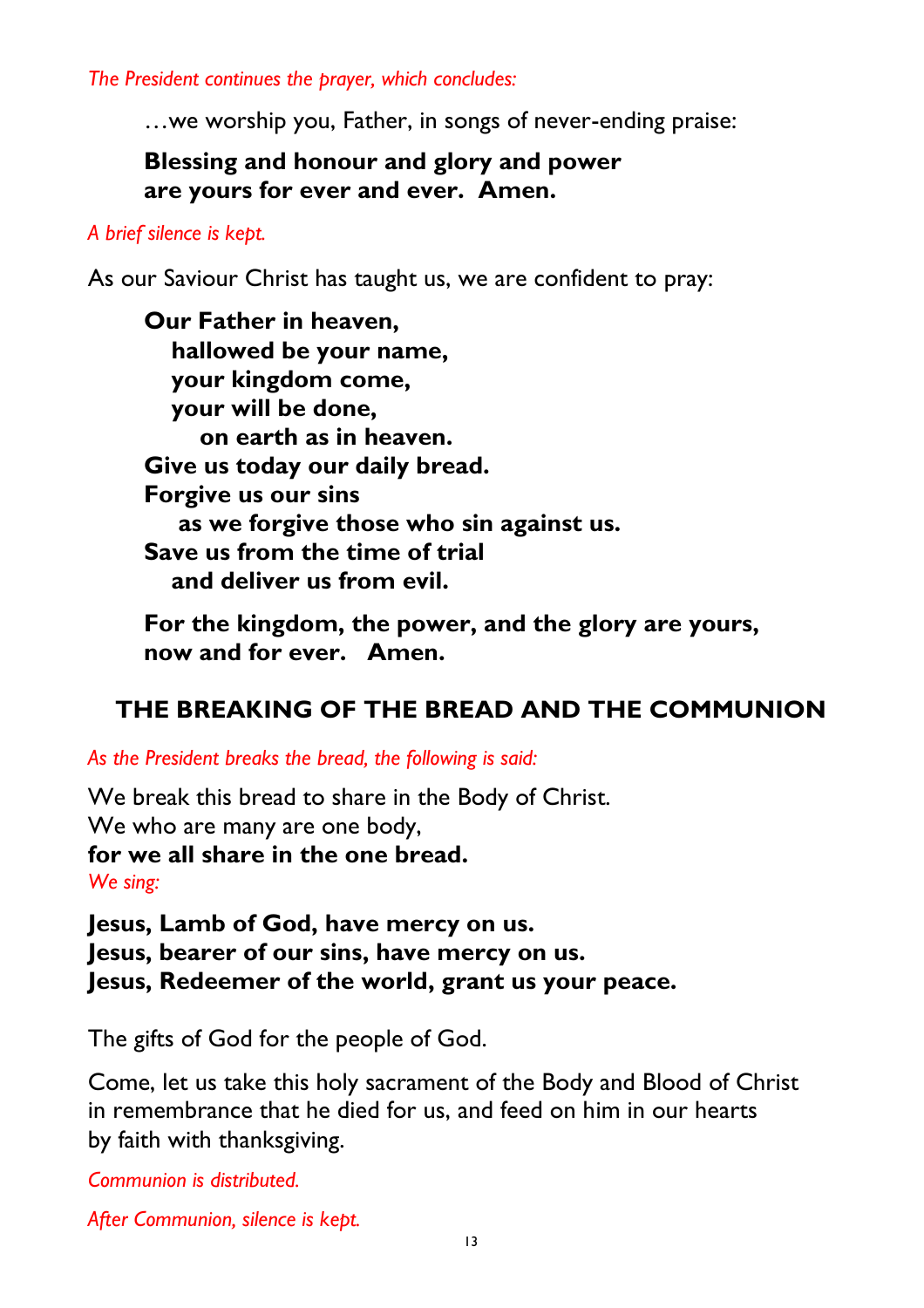*The President continues the prayer, which concludes:*

> …we worship you, Father, in songs of never-ending praise:
>
> **Blessing and honour and glory and power**
> **are yours for ever and ever. Amen.**

*A brief silence is kept.*

As our Saviour Christ has taught us, we are confident to pray:

> **Our Father in heaven,**
> **hallowed be your name,**
> **your kingdom come,**
> **your will be done,**
> **on earth as in heaven.**
> **Give us today our daily bread.**
> **Forgive us our sins**
> **as we forgive those who sin against us.**
> **Save us from the time of trial**
> **and deliver us from evil.**
>
> **For the kingdom, the power, and the glory are yours,**
> **now and for ever. Amen.**

## THE BREAKING OF THE BREAD AND THE COMMUNION

*As the President breaks the bread, the following is said:*

We break this bread to share in the Body of Christ.
We who are many are one body,
**for we all share in the one bread.**
*We sing:*

**Jesus, Lamb of God, have mercy on us.**
**Jesus, bearer of our sins, have mercy on us.**
**Jesus, Redeemer of the world, grant us your peace.**

The gifts of God for the people of God.

Come, let us take this holy sacrament of the Body and Blood of Christ in remembrance that he died for us, and feed on him in our hearts by faith with thanksgiving.

*Communion is distributed.*

*After Communion, silence is kept.*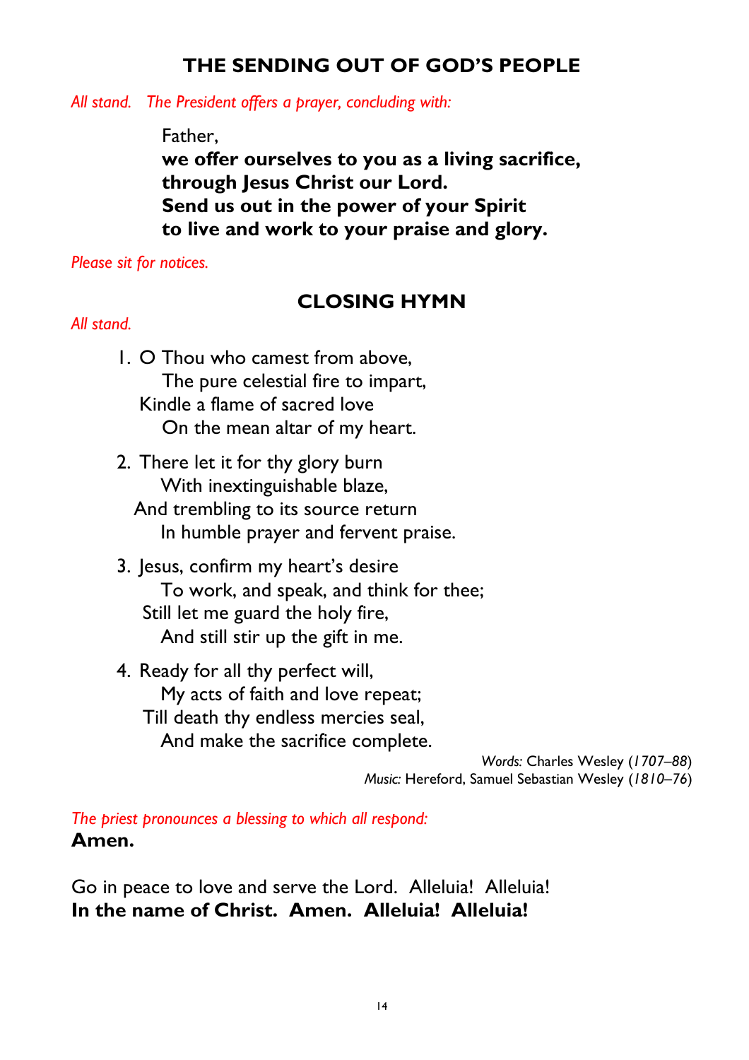## THE SENDING OUT OF GOD'S PEOPLE

*All stand. The President offers a prayer, concluding with:*

Father,
**we offer ourselves to you as a living sacrifice,**
**through Jesus Christ our Lord.**
**Send us out in the power of your Spirit**
**to live and work to your praise and glory.**

*Please sit for notices.*

## CLOSING HYMN

*All stand.*

1. O Thou who camest from above,
   The pure celestial fire to impart,
   Kindle a flame of sacred love
   On the mean altar of my heart.

2. There let it for thy glory burn
   With inextinguishable blaze,
   And trembling to its source return
   In humble prayer and fervent praise.

3. Jesus, confirm my heart's desire
   To work, and speak, and think for thee;
   Still let me guard the holy fire,
   And still stir up the gift in me.

4. Ready for all thy perfect will,
   My acts of faith and love repeat;
   Till death thy endless mercies seal,
   And make the sacrifice complete.

*Words:* Charles Wesley (*1707–88*)
*Music:* Hereford, Samuel Sebastian Wesley (*1810–76*)

*The priest pronounces a blessing to which all respond:*
**Amen.**

Go in peace to love and serve the Lord. Alleluia! Alleluia!
**In the name of Christ. Amen. Alleluia! Alleluia!**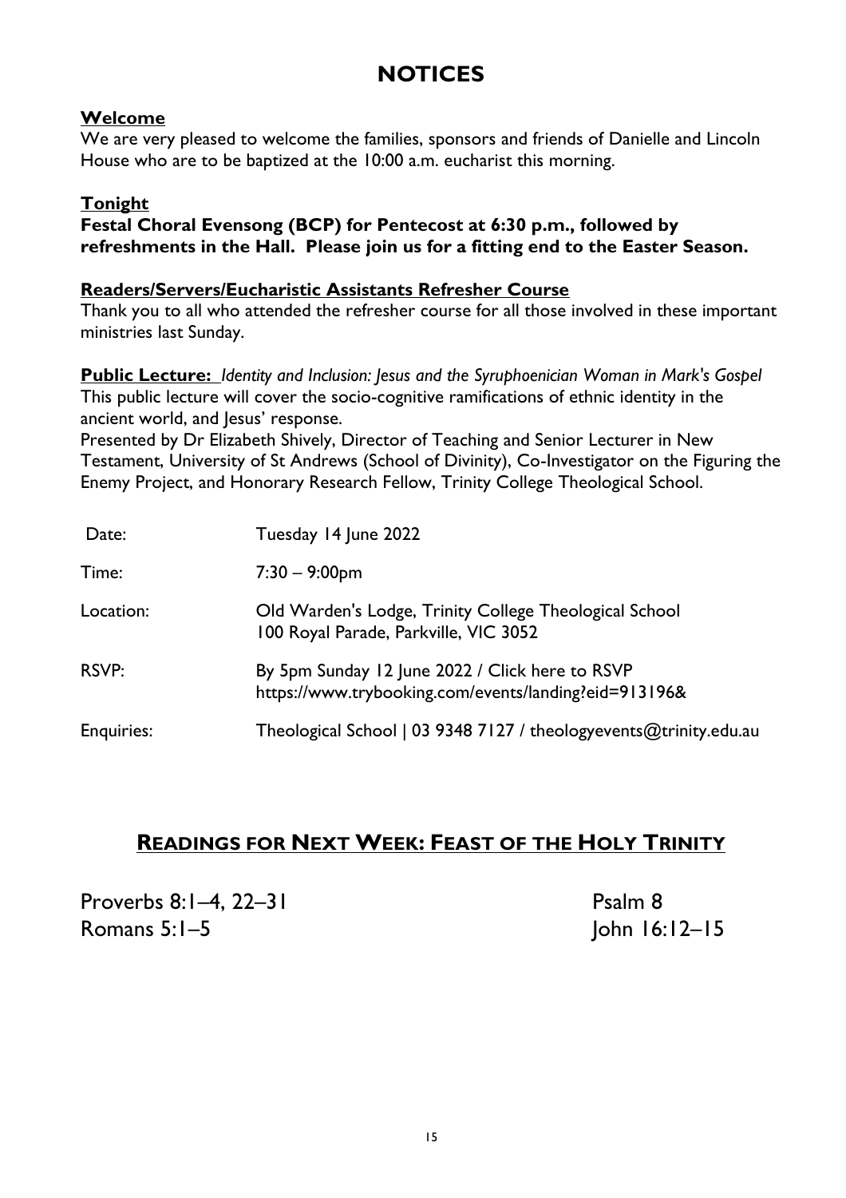# NOTICES

**Welcome**

We are very pleased to welcome the families, sponsors and friends of Danielle and Lincoln House who are to be baptized at the 10:00 a.m. eucharist this morning.

**Tonight**

**Festal Choral Evensong (BCP) for Pentecost at 6:30 p.m., followed by refreshments in the Hall. Please join us for a fitting end to the Easter Season.**

**Readers/Servers/Eucharistic Assistants Refresher Course**

Thank you to all who attended the refresher course for all those involved in these important ministries last Sunday.

**Public Lecture:** *Identity and Inclusion: Jesus and the Syruphoenician Woman in Mark's Gospel*

This public lecture will cover the socio-cognitive ramifications of ethnic identity in the ancient world, and Jesus' response.

Presented by Dr Elizabeth Shively, Director of Teaching and Senior Lecturer in New Testament, University of St Andrews (School of Divinity), Co-Investigator on the Figuring the Enemy Project, and Honorary Research Fellow, Trinity College Theological School.

| | |
|---|---|
| Date: | Tuesday 14 June 2022 |
| Time: | 7:30 – 9:00pm |
| Location: | Old Warden's Lodge, Trinity College Theological School<br>100 Royal Parade, Parkville, VIC 3052 |
| RSVP: | By 5pm Sunday 12 June 2022 / Click here to RSVP<br>https://www.trybooking.com/events/landing?eid=913196& |
| Enquiries: | Theological School \| 03 9348 7127 / theologyevents@trinity.edu.au |

## READINGS FOR NEXT WEEK: FEAST OF THE HOLY TRINITY

Proverbs 8:1–4, 22–31

Psalm 8

Romans 5:1–5

John 16:12–15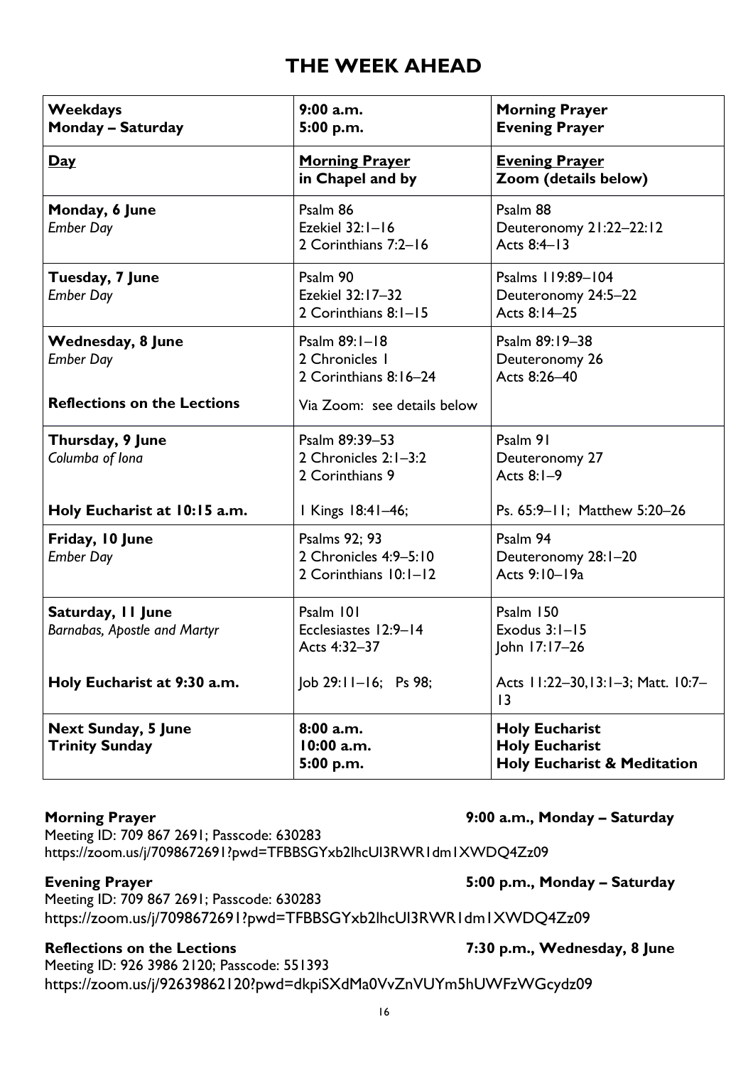# THE WEEK AHEAD

| | | |
|---|---|---|
| **Weekdays**<br>**Monday – Saturday** | **9:00 a.m.**<br>**5:00 p.m.** | **Morning Prayer**<br>**Evening Prayer** |
| **<u>Day</u>** | **<u>Morning Prayer</u>**<br>**in Chapel and by** | **<u>Evening Prayer</u>**<br>**Zoom (details below)** |
| **Monday, 6 June**<br>*Ember Day* | Psalm 86<br>Ezekiel 32:1–16<br>2 Corinthians 7:2–16 | Psalm 88<br>Deuteronomy 21:22–22:12<br>Acts 8:4–13 |
| **Tuesday, 7 June**<br>*Ember Day* | Psalm 90<br>Ezekiel 32:17–32<br>2 Corinthians 8:1–15 | Psalms 119:89–104<br>Deuteronomy 24:5–22<br>Acts 8:14–25 |
| **Wednesday, 8 June**<br>*Ember Day*<br><br>**Reflections on the Lections** | Psalm 89:1–18<br>2 Chronicles 1<br>2 Corinthians 8:16–24<br><br>Via Zoom: see details below | Psalm 89:19–38<br>Deuteronomy 26<br>Acts 8:26–40 |
| **Thursday, 9 June**<br>*Columba of Iona*<br><br>**Holy Eucharist at 10:15 a.m.** | Psalm 89:39–53<br>2 Chronicles 2:1–3:2<br>2 Corinthians 9<br><br>1 Kings 18:41–46; | Psalm 91<br>Deuteronomy 27<br>Acts 8:1–9<br><br>Ps. 65:9–11; Matthew 5:20–26 |
| **Friday, 10 June**<br>*Ember Day* | Psalms 92; 93<br>2 Chronicles 4:9–5:10<br>2 Corinthians 10:1–12 | Psalm 94<br>Deuteronomy 28:1–20<br>Acts 9:10–19a |
| **Saturday, 11 June**<br>*Barnabas, Apostle and Martyr*<br><br>**Holy Eucharist at 9:30 a.m.** | Psalm 101<br>Ecclesiastes 12:9–14<br>Acts 4:32–37<br><br>Job 29:11–16; Ps 98; | Psalm 150<br>Exodus 3:1–15<br>John 17:17–26<br><br>Acts 11:22–30,13:1–3; Matt. 10:7–13 |
| **Next Sunday, 5 June**<br>**Trinity Sunday** | **8:00 a.m.**<br>**10:00 a.m.**<br>**5:00 p.m.** | **Holy Eucharist**<br>**Holy Eucharist**<br>**Holy Eucharist & Meditation** |

**Morning Prayer** **9:00 a.m., Monday – Saturday**
Meeting ID: 709 867 2691; Passcode: 630283
https://zoom.us/j/7098672691?pwd=TFBBSGYxb2lhcUI3RWR1dm1XWDQ4Zz09

**Evening Prayer** **5:00 p.m., Monday – Saturday**
Meeting ID: 709 867 2691; Passcode: 630283
https://zoom.us/j/7098672691?pwd=TFBBSGYxb2lhcUI3RWR1dm1XWDQ4Zz09

**Reflections on the Lections** **7:30 p.m., Wednesday, 8 June**
Meeting ID: 926 3986 2120; Passcode: 551393
https://zoom.us/j/92639862120?pwd=dkpiSXdMa0VvZnVUYm5hUWFzWGcydz09